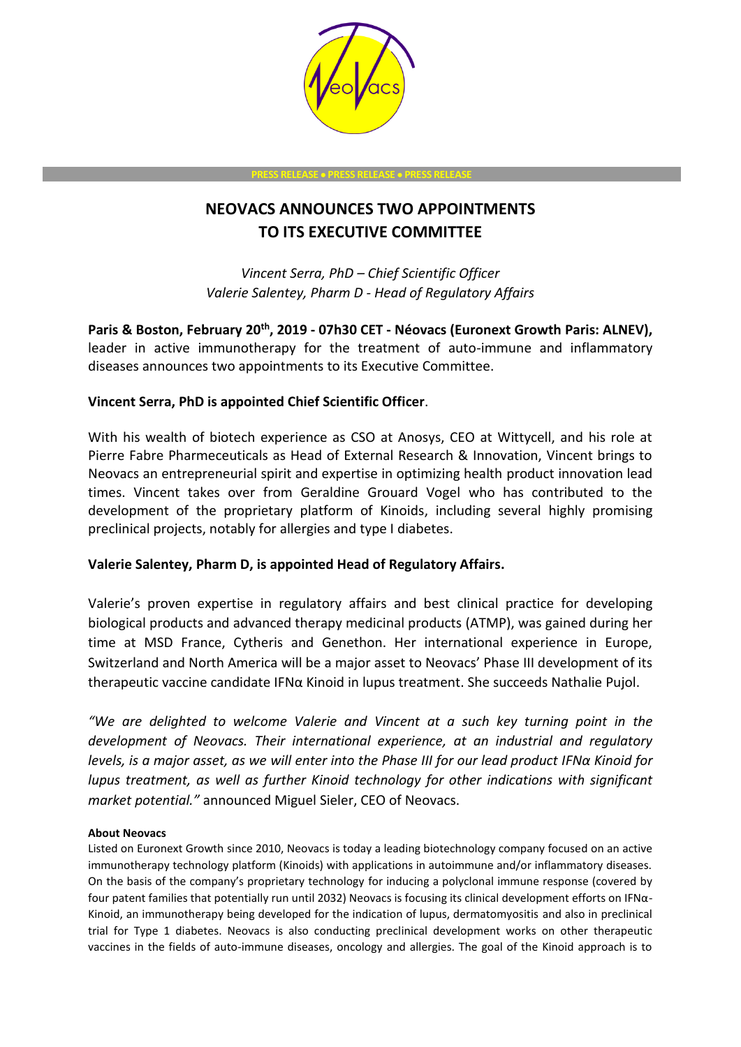PRESS RELEASE • PRESS RELEASE • PRESS RELEASE

# NEOVACS ANNOUNCES TWO APPOINTMENTS TO ITS EXECUTIVE COMMITTEE

*Vincent Serra, PhD – Chief Scientific Officer*
*Valerie Salentey, Pharm D - Head of Regulatory Affairs*

**Paris & Boston, February 20th, 2019 - 07h30 CET - Néovacs (Euronext Growth Paris: ALNEV),** leader in active immunotherapy for the treatment of auto-immune and inflammatory diseases announces two appointments to its Executive Committee.

**Vincent Serra, PhD is appointed Chief Scientific Officer**.

With his wealth of biotech experience as CSO at Anosys, CEO at Wittycell, and his role at Pierre Fabre Pharmaceuticals as Head of External Research & Innovation, Vincent brings to Neovacs an entrepreneurial spirit and expertise in optimizing health product innovation lead times. Vincent takes over from Geraldine Grouard Vogel who has contributed to the development of the proprietary platform of Kinoids, including several highly promising preclinical projects, notably for allergies and type I diabetes.

**Valerie Salentey, Pharm D, is appointed Head of Regulatory Affairs.**

Valerie's proven expertise in regulatory affairs and best clinical practice for developing biological products and advanced therapy medicinal products (ATMP), was gained during her time at MSD France, Cytheris and Genethon. Her international experience in Europe, Switzerland and North America will be a major asset to Neovacs' Phase III development of its therapeutic vaccine candidate IFNα Kinoid in lupus treatment. She succeeds Nathalie Pujol.

*"We are delighted to welcome Valerie and Vincent at a such key turning point in the development of Neovacs. Their international experience, at an industrial and regulatory levels, is a major asset, as we will enter into the Phase III for our lead product IFNα Kinoid for lupus treatment, as well as further Kinoid technology for other indications with significant market potential."* announced Miguel Sieler, CEO of Neovacs.

**About Neovacs**

Listed on Euronext Growth since 2010, Neovacs is today a leading biotechnology company focused on an active immunotherapy technology platform (Kinoids) with applications in autoimmune and/or inflammatory diseases. On the basis of the company's proprietary technology for inducing a polyclonal immune response (covered by four patent families that potentially run until 2032) Neovacs is focusing its clinical development efforts on IFNα-Kinoid, an immunotherapy being developed for the indication of lupus, dermatomyositis and also in preclinical trial for Type 1 diabetes. Neovacs is also conducting preclinical development works on other therapeutic vaccines in the fields of auto-immune diseases, oncology and allergies. The goal of the Kinoid approach is to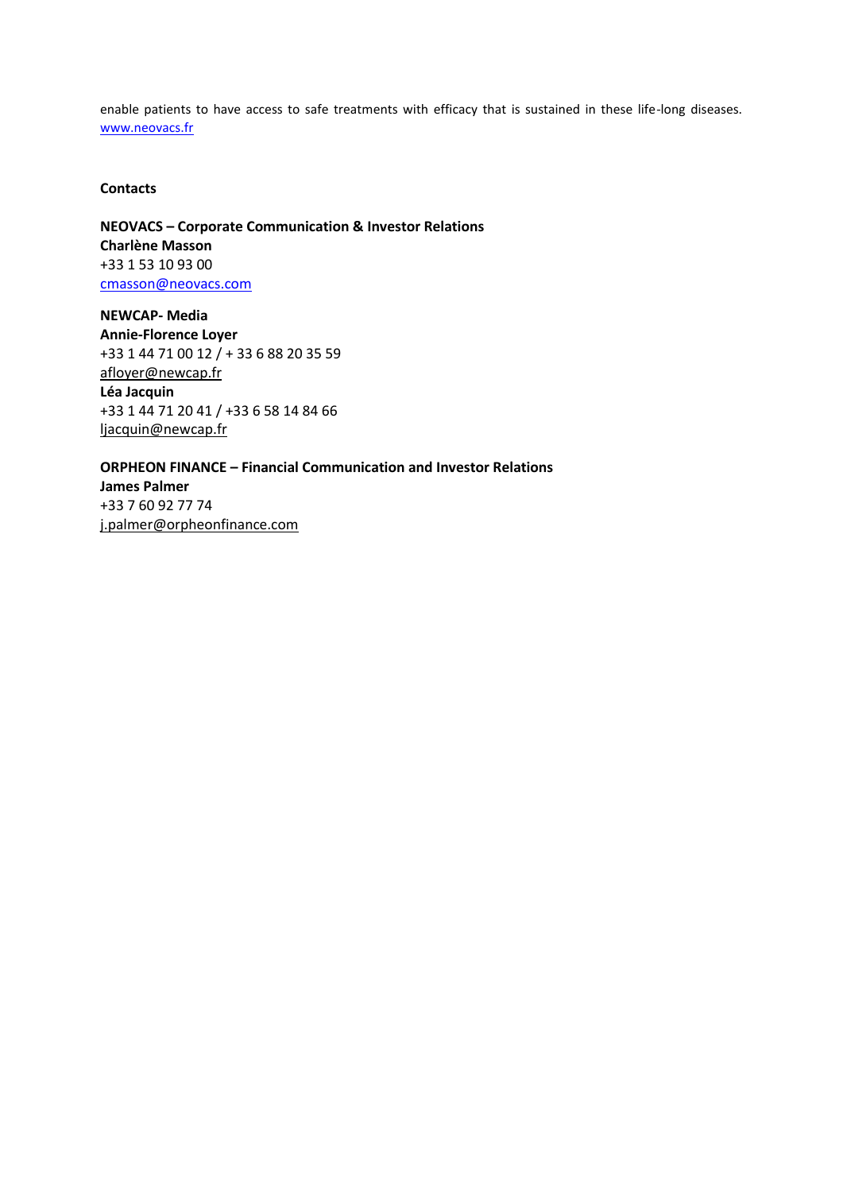enable patients to have access to safe treatments with efficacy that is sustained in these life-long diseases. www.neovacs.fr

**Contacts**

**NEOVACS – Corporate Communication & Investor Relations**
**Charlène Masson**
+33 1 53 10 93 00
cmasson@neovacs.com

**NEWCAP- Media**
**Annie-Florence Loyer**
+33 1 44 71 00 12 / + 33 6 88 20 35 59
afloyer@newcap.fr
**Léa Jacquin**
+33 1 44 71 20 41 / +33 6 58 14 84 66
ljacquin@newcap.fr

**ORPHEON FINANCE – Financial Communication and Investor Relations**
**James Palmer**
+33 7 60 92 77 74
j.palmer@orpheonfinance.com